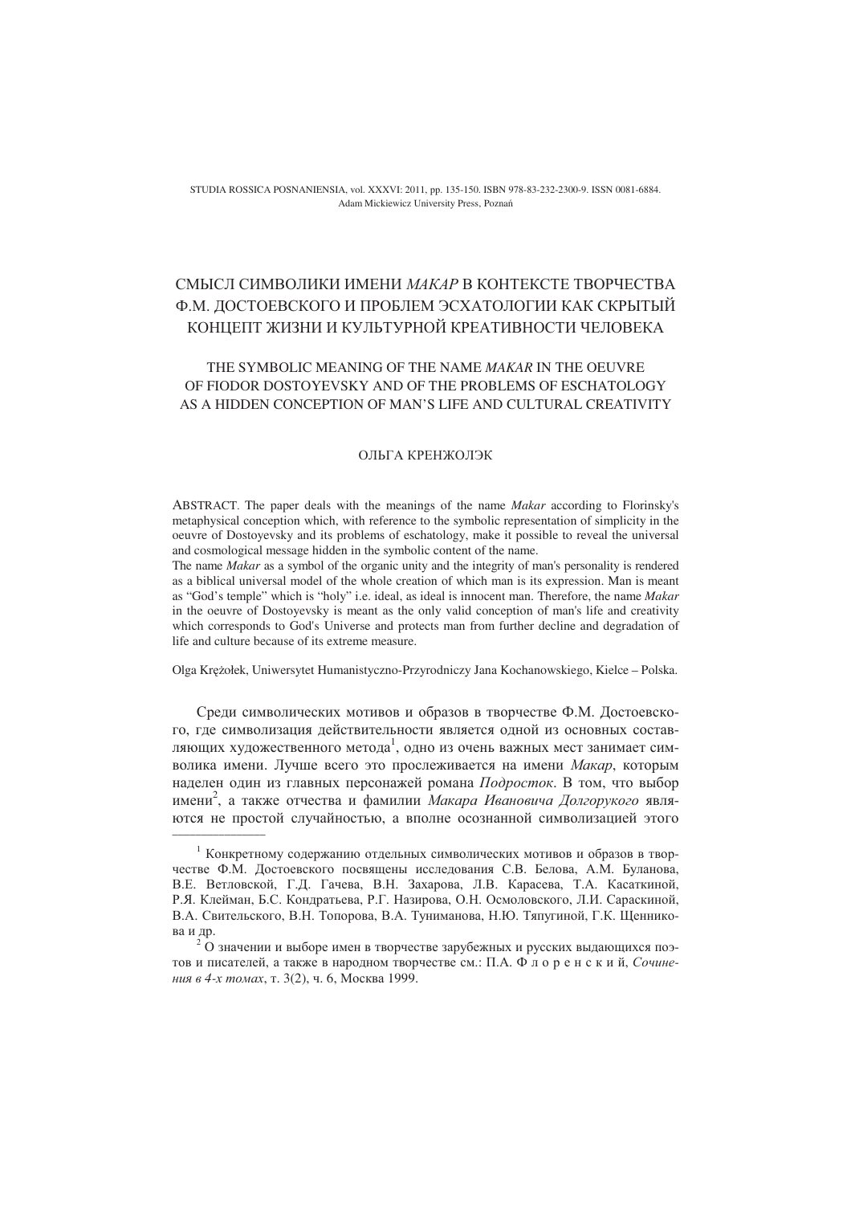STUDIA ROSSICA POSNANIENSIA, vol. XXXVI: 2011, pp. 135-150. ISBN 978-83-232-2300-9. ISSN 0081-6884.
Adam Mickiewicz University Press, Poznań

# СМЫСЛ СИМВОЛИКИ ИМЕНИ *МАКАР* В КОНТЕКСТЕ ТВОРЧЕСТВА Ф.М. ДОСТОЕВСКОГО И ПРОБЛЕМ ЭСХАТОЛОГИИ КАК СКРЫТЫЙ КОНЦЕПТ ЖИЗНИ И КУЛЬТУРНОЙ КРЕАТИВНОСТИ ЧЕЛОВЕКА

## THE SYMBOLIC MEANING OF THE NAME *MAKAR* IN THE OEUVRE OF FIODOR DOSTOYEVSKY AND OF THE PROBLEMS OF ESCHATOLOGY AS A HIDDEN CONCEPTION OF MAN'S LIFE AND CULTURAL CREATIVITY

ОЛЬГА КРЕНЖОЛЭК

ABSTRACT. The paper deals with the meanings of the name *Makar* according to Florinsky's metaphysical conception which, with reference to the symbolic representation of simplicity in the oeuvre of Dostoyevsky and its problems of eschatology, make it possible to reveal the universal and cosmological message hidden in the symbolic content of the name.

The name *Makar* as a symbol of the organic unity and the integrity of man's personality is rendered as a biblical universal model of the whole creation of which man is its expression. Man is meant as "God's temple" which is "holy" i.e. ideal, as ideal is innocent man. Therefore, the name *Makar* in the oeuvre of Dostoyevsky is meant as the only valid conception of man's life and creativity which corresponds to God's Universe and protects man from further decline and degradation of life and culture because of its extreme measure.

Olga Krężołek, Uniwersytet Humanistyczno-Przyrodniczy Jana Kochanowskiego, Kielce – Polska.

Среди символических мотивов и образов в творчестве Ф.М. Достоевского, где символизация действительности является одной из основных составляющих художественного метода[1], одно из очень важных мест занимает символика имени. Лучше всего это прослеживается на имени *Макар*, которым наделен один из главных персонажей романа *Подросток*. В том, что выбор имени[2], а также отчества и фамилии *Макара Ивановича Долгорукого* являются не простой случайностью, а вполне осознанной символизацией этого

---

[1] Конкретному содержанию отдельных символических мотивов и образов в творчестве Ф.М. Достоевского посвящены исследования С.В. Белова, А.М. Буланова, В.Е. Ветловской, Г.Д. Гачева, В.Н. Захарова, Л.В. Карасева, Т.А. Касаткиной, Р.Я. Клейман, Б.С. Кондратьева, Р.Г. Назирова, О.Н. Осмоловского, Л.И. Сараскиной, В.А. Свительского, В.Н. Топорова, В.А. Туниманова, Н.Ю. Тяпугиной, Г.К. Щенникова и др.

[2] О значении и выборе имен в творчестве зарубежных и русских выдающихся поэтов и писателей, а также в народном творчестве см.: П.А. Ф л о р е н с к и й, *Сочинения в 4-х томах*, т. 3(2), ч. 6, Москва 1999.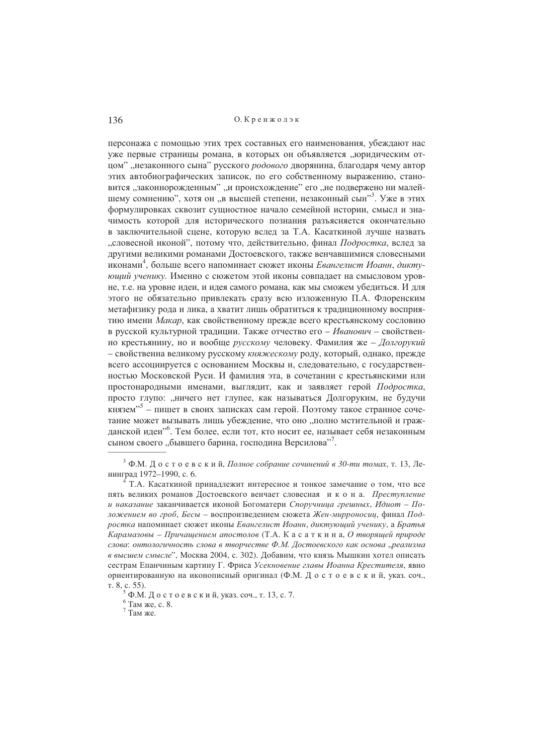персонажа с помощью этих трех составных его наименования, убеждают нас уже первые страницы романа, в которых он объявляется „юридическим отцом" „незаконного сына" русского *родового* дворянина, благодаря чему автор этих автобиографических записок, по его собственному выражению, становится „законнорожденным" „и происхождение" его „не подвержено ни малейшему сомнению", хотя он „в высшей степени, незаконный сын"[3]. Уже в этих формулировках сквозит сущностное начало семейной истории, смысл и значимость которой для исторического познания разъясняется окончательно в заключительной сцене, которую вслед за Т.А. Касаткиной лучше назвать „словесной иконой", потому что, действительно, финал *Подростка*, вслед за другими великими романами Достоевского, также венчавшимися словесными иконами[4], больше всего напоминает сюжет иконы *Евангелист Иоанн, диктующий ученику*. Именно с сюжетом этой иконы совпадает на смысловом уровне, т.е. на уровне идеи, и идея самого романа, как мы сможем убедиться. И для этого не обязательно привлекать сразу всю изложенную П.А. Флоренским метафизику рода и лика, а хватит лишь обратиться к традиционному восприятию имени *Макар*, как свойственному прежде всего крестьянскому сословию в русской культурной традиции. Также отчество его – *Иванович* – свойственно крестьянину, но и вообще *русскому* человеку. Фамилия же – *Долгорукий* – свойственна великому русскому *княжескому* роду, который, однако, прежде всего ассоциируется с основанием Москвы и, следовательно, с государственностью Московской Руси. И фамилия эта, в сочетании с крестьянскими или простонародными именами, выглядит, как и заявляет герой *Подростка*, просто глупо: „ничего нет глупее, как называться Долгоруким, не будучи князем"[5] – пишет в своих записках сам герой. Поэтому такое странное сочетание может вызывать лишь убеждение, что оно „полно мстительной и гражданской идеи"[6]. Тем более, если тот, кто носит ее, называет себя незаконным сыном своего „бывшего барина, господина Версилова"[7].

---

[3] Ф.М. Д о с т о е в с к и й, *Полное собрание сочинений в 30-ти томах*, т. 13, Ленинград 1972–1990, с. 6.

[4] Т.А. Касаткиной принадлежит интересное и тонкое замечание о том, что все пять великих романов Достоевского венчает словесная и к о н а. *Преступление и наказание* заканчивается иконой Богоматери *Споручница грешных*, *Идиот* – *Положением во гроб*, *Бесы* – воспроизведением сюжета *Жен-мирроносиц*, финал *Подростка* напоминает сюжет иконы *Евангелист Иоанн, диктующий ученику*, а *Братья Карамазовы* – *Причащением апостолов* (Т.А. К а с а т к и н а, *О творящей природе слова: онтологичность слова в творчестве Ф.М. Достоевского как основа „реализма в высшем смысле"*, Москва 2004, с. 302). Добавим, что князь Мышкин хотел описать сестрам Епанчиным картину Г. Фриса *Усекновение главы Иоанна Крестителя*, явно ориентированную на иконописный оригинал (Ф.М. Д о с т о е в с к и й, указ. соч., т. 8, с. 55).

[5] Ф.М. Д о с т о е в с к и й, указ. соч., т. 13, с. 7.

[6] Там же, с. 8.

[7] Там же.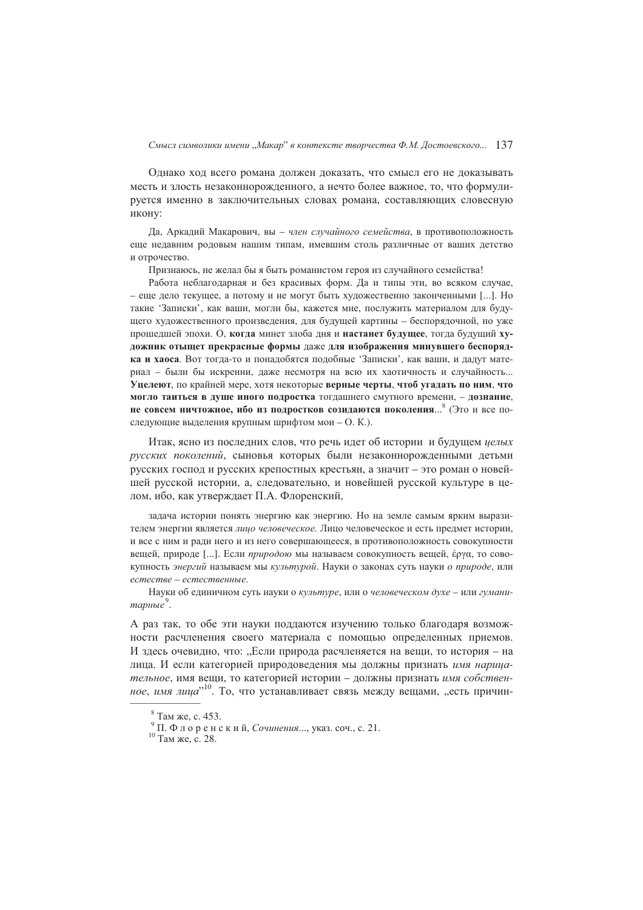Однако ход всего романа должен доказать, что смысл его не доказывать месть и злость незаконнорожденного, а нечто более важное, то, что формулируется именно в заключительных словах романа, составляющих словесную икону:

> Да, Аркадий Макарович, вы – *член случайного семейства*, в противоположность еще недавним родовым нашим типам, имевшим столь различные от ваших детство и отрочество.
>
> Признаюсь, не желал бы я быть романистом героя из случайного семейства!
>
> Работа неблагодарная и без красивых форм. Да и типы эти, во всяком случае, – еще дело текущее, а потому и не могут быть художественно законченными [...]. Но такие 'Записки', как ваши, могли бы, кажется мне, послужить материалом для будущего художественного произведения, для будущей картины – беспорядочной, но уже прошедшей эпохи. О, **когда** минет злоба дня и **настанет будущее**, тогда будущий **художник отыщет прекрасные формы** даже **для изображения минувшего беспорядка и хаоса**. Вот тогда-то и понадобятся подобные 'Записки', как ваши, и дадут материал – были бы искренни, даже несмотря на всю их хаотичность и случайность... **Уцелеют**, по крайней мере, хотя некоторые **верные черты**, **чтоб угадать по ним**, **что могло таиться в душе иного подростка** тогдашнего смутного времени, – **дознание**, **не совсем ничтожное, ибо из подростков созидаются поколения**...[8] (Это и все последующие выделения крупным шрифтом мои – О. К.).

Итак, ясно из последних слов, что речь идет об истории и будущем *целых русских поколений*, сыновья которых были незаконнорожденными детьми русских господ и русских крепостных крестьян, а значит – это роман о новейшей русской истории, а, следовательно, и новейшей русской культуре в целом, ибо, как утверждает П.А. Флоренский,

> задача истории понять энергию как энергию. Но на земле самым ярким выразителем энергии является *лицо человеческое.* Лицо человеческое и есть предмет истории, и все с ним и ради него и из него совершающееся, в противоположность совокупности вещей, природе [...]. Если *природою* мы называем совокупность вещей, ἔργα, то совокупность *энергий* называем мы *культурой*. Науки о законах суть науки *о природе*, или *естестве – естественные*.
>
> Науки об единичном суть науки о *культуре*, или о *человеческом духе* – или *гуманитарные*[9].

А раз так, то обе эти науки поддаются изучению только благодаря возможности расчленения своего материала с помощью определенных приемов. И здесь очевидно, что: „Если природа расчленяется на вещи, то история – на лица. И если категорией природоведения мы должны признать *имя нарицательное*, имя вещи, то категорией истории – должны признать *имя собственное*, *имя лица*"[10]. То, что устанавливает связь между вещами, „есть причин-

---

[8] Там же, с. 453.

[9] П. Ф л о р е н с к и й, *Сочинения*..., указ. соч., с. 21.

[10] Там же, с. 28.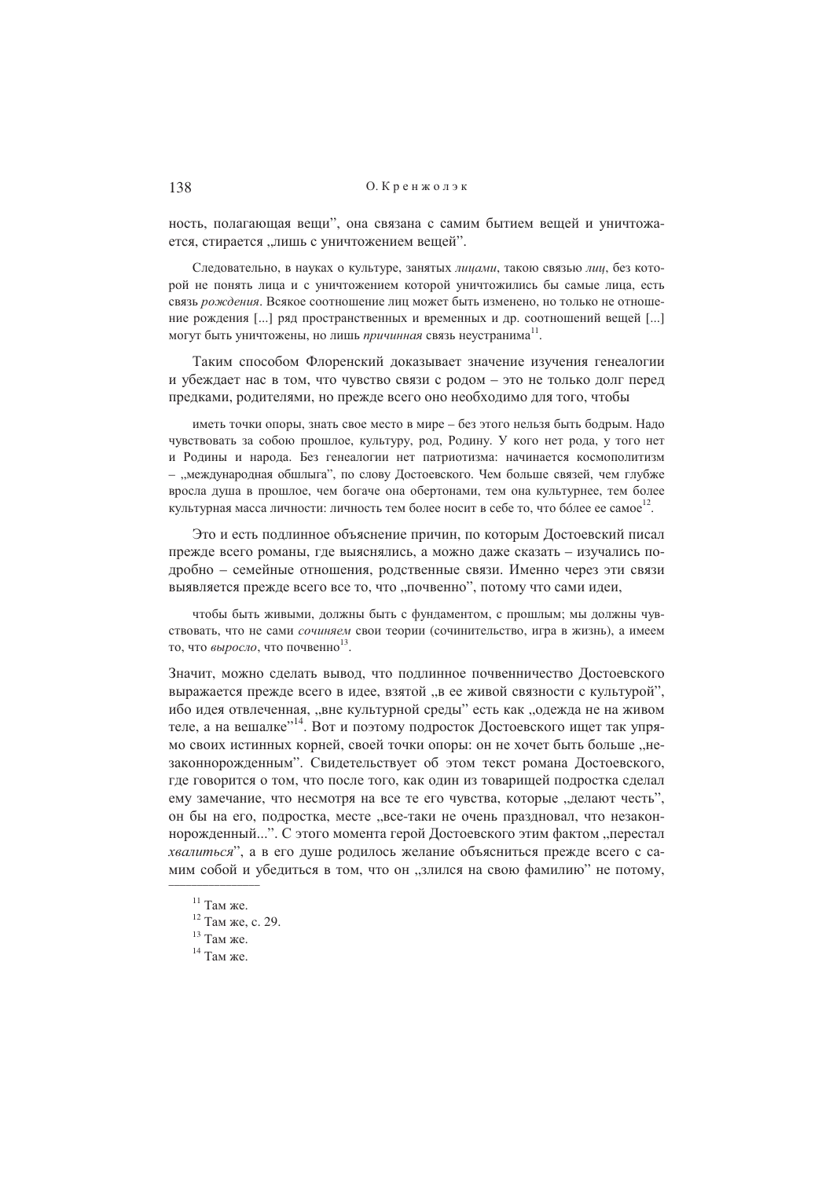ность, полагающая вещи", она связана с самим бытием вещей и уничтожается, стирается „лишь с уничтожением вещей".

> Следовательно, в науках о культуре, занятых *лицами*, такою связью *лиц*, без которой не понять лица и с уничтожением которой уничтожились бы самые лица, есть связь *рождения*. Всякое соотношение лиц может быть изменено, но только не отношение рождения [...] ряд пространственных и временных и др. соотношений вещей [...] могут быть уничтожены, но лишь *причинная* связь неустранима[11].

Таким способом Флоренский доказывает значение изучения генеалогии и убеждает нас в том, что чувство связи с родом – это не только долг перед предками, родителями, но прежде всего оно необходимо для того, чтобы

> иметь точки опоры, знать свое место в мире – без этого нельзя быть бодрым. Надо чувствовать за собою прошлое, культуру, род, Родину. У кого нет рода, у того нет и Родины и народа. Без генеалогии нет патриотизма: начинается космополитизм – „международная обшлыга", по слову Достоевского. Чем больше связей, чем глубже вросла душа в прошлое, чем богаче она обертонами, тем она культурнее, тем более культурная масса личности: личность тем более носит в себе то, что бо́лее ее самое[12].

Это и есть подлинное объяснение причин, по которым Достоевский писал прежде всего романы, где выяснялись, а можно даже сказать – изучались подробно – семейные отношения, родственные связи. Именно через эти связи выявляется прежде всего все то, что „почвенно", потому что сами идеи,

> чтобы быть живыми, должны быть с фундаментом, с прошлым; мы должны чувствовать, что не сами *сочиняем* свои теории (сочинительство, игра в жизнь), а имеем то, что *выросло*, что почвенно[13].

Значит, можно сделать вывод, что подлинное почвенничество Достоевского выражается прежде всего в идее, взятой „в ее живой связности с культурой", ибо идея отвлеченная, „вне культурной среды" есть как „одежда не на живом теле, а на вешалке"[14]. Вот и поэтому подросток Достоевского ищет так упрямо своих истинных корней, своей точки опоры: он не хочет быть больше „незаконнорожденным". Свидетельствует об этом текст романа Достоевского, где говорится о том, что после того, как один из товарищей подростка сделал ему замечание, что несмотря на все те его чувства, которые „делают честь", он бы на его, подростка, месте „все-таки не очень праздновал, что незаконнорожденный...". С этого момента герой Достоевского этим фактом „перестал *хвалиться*", а в его душе родилось желание объясниться прежде всего с самим собой и убедиться в том, что он „злился на свою фамилию" не потому,

---

[11] Там же.

[12] Там же, с. 29.

[13] Там же.

[14] Там же.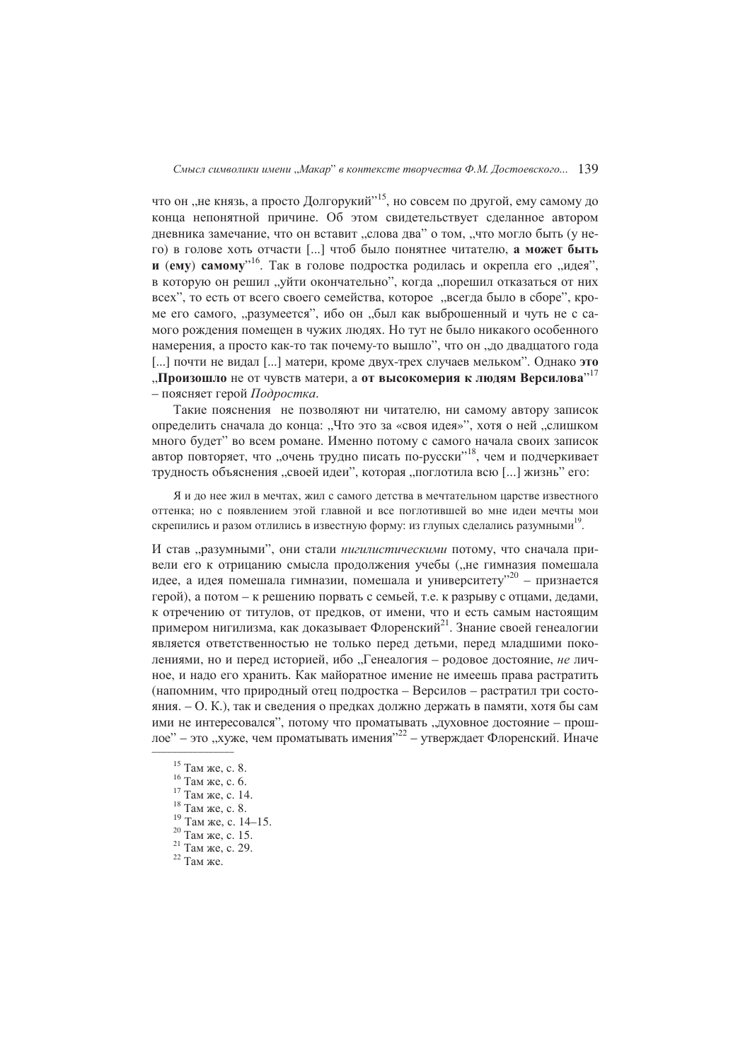что он „не князь, а просто Долгорукий"[15], но совсем по другой, ему самому до конца непонятной причине. Об этом свидетельствует сделанное автором дневника замечание, что он вставит „слова два" о том, „что могло быть (у него) в голове хоть отчасти [...] чтоб было понятнее читателю, **а может быть и** (**ему**) **самому**"[16]. Так в голове подростка родилась и окрепла его „идея", в которую он решил „уйти окончательно", когда „порешил отказаться от них всех", то есть от всего своего семейства, которое „всегда было в сборе", кроме его самого, „разумеется", ибо он „был как выброшенный и чуть не с самого рождения помещен в чужих людях. Но тут не было никакого особенного намерения, а просто как-то так почему-то вышло", что он „до двадцатого года [...] почти не видал [...] матери, кроме двух-трех случаев мельком". Однако **это** „**Произошло** не от чувств матери, а **от высокомерия к людям Версилова**"[17] – поясняет герой *Подростка*.

Такие пояснения не позволяют ни читателю, ни самому автору записок определить сначала до конца: „Что это за «своя идея»", хотя о ней „слишком много будет" во всем романе. Именно потому с самого начала своих записок автор повторяет, что „очень трудно писать по-русски"[18], чем и подчеркивает трудность объяснения „своей идеи", которая „поглотила всю [...] жизнь" его:

> Я и до нее жил в мечтах, жил с самого детства в мечтательном царстве известного оттенка; но с появлением этой главной и все поглотившей во мне идеи мечты мои скрепились и разом отлились в известную форму: из глупых сделались разумными[19].

И став „разумными", они стали *нигилистическими* потому, что сначала привели его к отрицанию смысла продолжения учебы („не гимназия помешала идее, а идея помешала гимназии, помешала и университету"[20] – признается герой), а потом – к решению порвать с семьей, т.е. к разрыву с отцами, дедами, к отречению от титулов, от предков, от имени, что и есть самым настоящим примером нигилизма, как доказывает Флоренский[21]. Знание своей генеалогии является ответственностью не только перед детьми, перед младшими поколениями, но и перед историей, ибо „Генеалогия – родовое достояние, *не* личное, и надо его хранить. Как майоратное имение не имеешь права растратить (напомним, что природный отец подростка – Версилов – растратил три состояния. – О. К.), так и сведения о предках должно держать в памяти, хотя бы сам ими не интересовался", потому что проматывать „духовное достояние – прошлое" – это „хуже, чем проматывать имения"[22] – утверждает Флоренский. Иначе

---

[15] Там же, с. 8.
[16] Там же, с. 6.
[17] Там же, с. 14.
[18] Там же, с. 8.
[19] Там же, с. 14–15.
[20] Там же, с. 15.
[21] Там же, с. 29.
[22] Там же.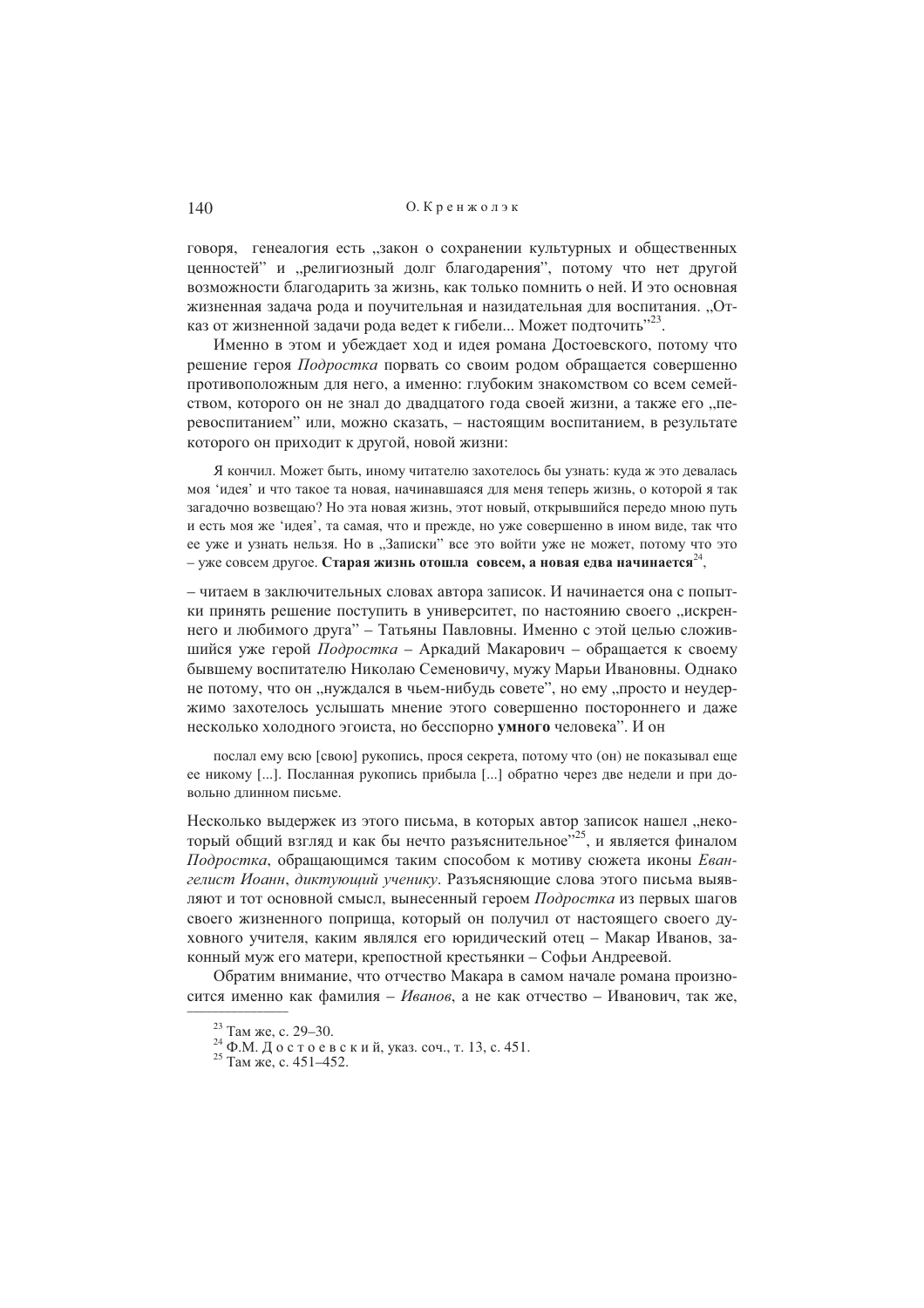говоря, генеалогия есть „закон о сохранении культурных и общественных ценностей" и „религиозный долг благодарения", потому что нет другой возможности благодарить за жизнь, как только помнить о ней. И это основная жизненная задача рода и поучительная и назидательная для воспитания. „Отказ от жизненной задачи рода ведет к гибели... Может подточить"[23].

Именно в этом и убеждает ход и идея романа Достоевского, потому что решение героя *Подростка* порвать со своим родом обращается совершенно противоположным для него, а именно: глубоким знакомством со всем семейством, которого он не знал до двадцатого года своей жизни, а также его „перевоспитанием" или, можно сказать, – настоящим воспитанием, в результате которого он приходит к другой, новой жизни:

> Я кончил. Может быть, иному читателю захотелось бы узнать: куда ж это девалась моя 'идея' и что такое та новая, начинавшаяся для меня теперь жизнь, о которой я так загадочно возвещаю? Но эта новая жизнь, этот новый, открывшийся передо мною путь и есть моя же 'идея', та самая, что и прежде, но уже совершенно в ином виде, так что ее уже и узнать нельзя. Но в „Записки" все это войти уже не может, потому что это – уже совсем другое. **Старая жизнь отошла совсем, а новая едва начинается**[24],

– читаем в заключительных словах автора записок. И начинается она с попытки принять решение поступить в университет, по настоянию своего „искреннего и любимого друга" – Татьяны Павловны. Именно с этой целью сложившийся уже герой *Подростка* – Аркадий Макарович – обращается к своему бывшему воспитателю Николаю Семеновичу, мужу Марьи Ивановны. Однако не потому, что он „нуждался в чьем-нибудь совете", но ему „просто и неудержимо захотелось услышать мнение этого совершенно постороннего и даже несколько холодного эгоиста, но бесспорно **умного** человека". И он

> послал ему всю [свою] рукопись, прося секрета, потому что (он) не показывал еще ее никому [...]. Посланная рукопись прибыла [...] обратно через две недели и при довольно длинном письме.

Несколько выдержек из этого письма, в которых автор записок нашел „некоторый общий взгляд и как бы нечто разъяснительное"[25], и является финалом *Подростка*, обращающимся таким способом к мотиву сюжета иконы *Евангелист Иоанн, диктующий ученику*. Разъясняющие слова этого письма выявляют и тот основной смысл, вынесенный героем *Подростка* из первых шагов своего жизненного поприща, который он получил от настоящего своего духовного учителя, каким являлся его юридический отец – Макар Иванов, законный муж его матери, крепостной крестьянки – Софьи Андреевой.

Обратим внимание, что отчество Макара в самом начале романа произносится именно как фамилия – *Иванов*, а не как отчество – Иванович, так же,

---

[23] Там же, с. 29–30.

[24] Ф.М. Достоевский, указ. соч., т. 13, с. 451.

[25] Там же, с. 451–452.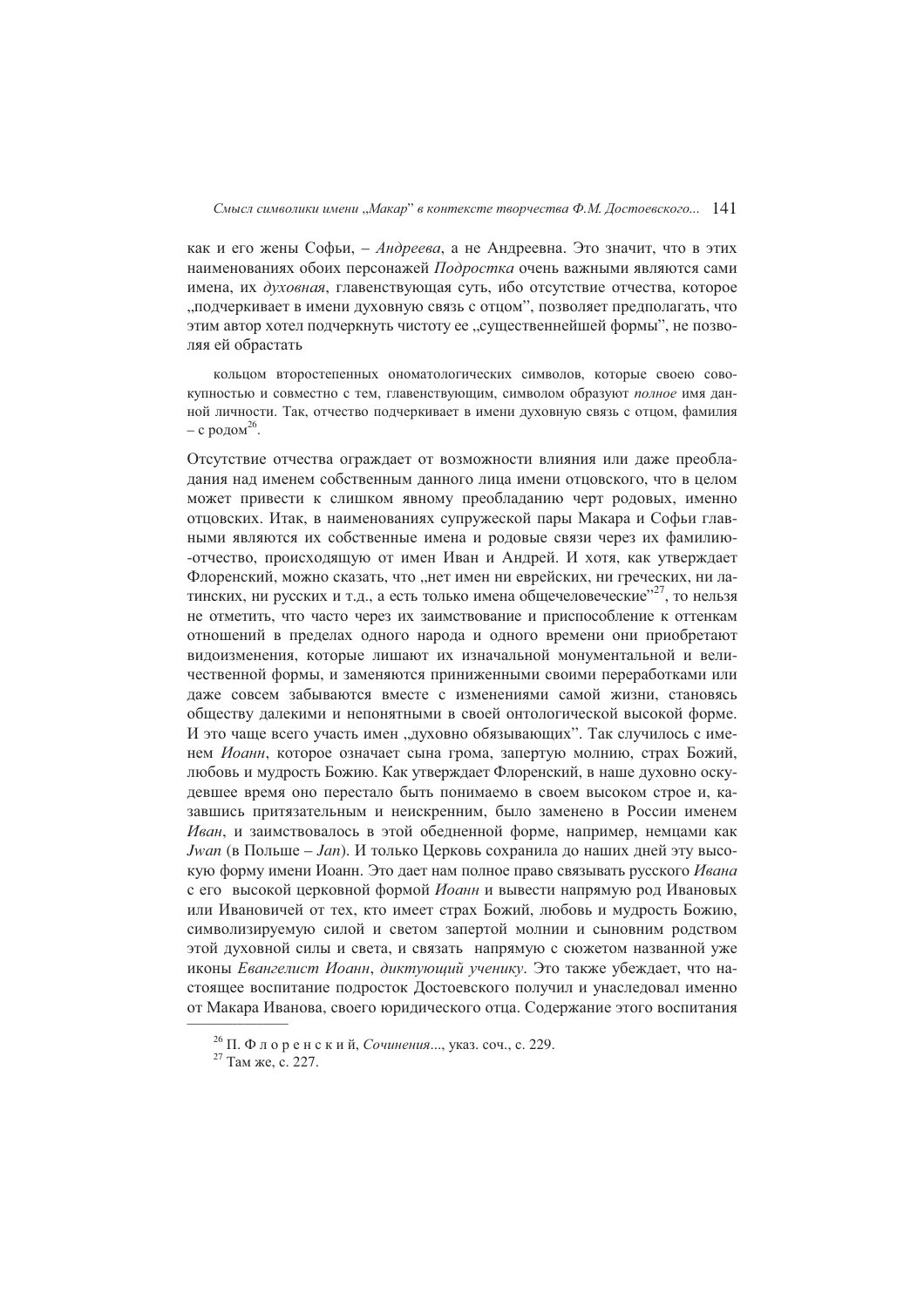как и его жены Софьи, – *Андреева*, а не Андреевна. Это значит, что в этих наименованиях обоих персонажей *Подростка* очень важными являются сами имена, их *духовная*, главенствующая суть, ибо отсутствие отчества, которое „подчеркивает в имени духовную связь с отцом", позволяет предполагать, что этим автор хотел подчеркнуть чистоту ее „существеннейшей формы", не позволяя ей обрастать

> кольцом второстепенных ономатологических символов, которые своею совокупностью и совместно с тем, главенствующим, символом образуют *полное* имя данной личности. Так, отчество подчеркивает в имени духовную связь с отцом, фамилия – с родом[26].

Отсутствие отчества ограждает от возможности влияния или даже преобладания над именем собственным данного лица имени отцовского, что в целом может привести к слишком явному преобладанию черт родовых, именно отцовских. Итак, в наименованиях супружеской пары Макара и Софьи главными являются их собственные имена и родовые связи через их фамилию-отчество, происходящую от имен Иван и Андрей. И хотя, как утверждает Флоренский, можно сказать, что „нет имен ни еврейских, ни греческих, ни латинских, ни русских и т.д., а есть только имена общечеловеческие"[27], то нельзя не отметить, что часто через их заимствование и приспособление к оттенкам отношений в пределах одного народа и одного времени они приобретают видоизменения, которые лишают их изначальной монументальной и величественной формы, и заменяются приниженными своими переработками или даже совсем забываются вместе с изменениями самой жизни, становясь обществу далекими и непонятными в своей онтологической высокой форме. И это чаще всего участь имен „духовно обязывающих". Так случилось с именем *Иоанн*, которое означает сына грома, запертую молнию, страх Божий, любовь и мудрость Божию. Как утверждает Флоренский, в наше духовно оскудевшее время оно перестало быть понимаемо в своем высоком строе и, казавшись притязательным и неискренним, было заменено в России именем *Иван*, и заимствовалось в этой обедненной форме, например, немцами как *Jwan* (в Польше – *Jan*). И только Церковь сохранила до наших дней эту высокую форму имени Иоанн. Это дает нам полное право связывать русского *Ивана* с его высокой церковной формой *Иоанн* и вывести напрямую род Ивановых или Ивановичей от тех, кто имеет страх Божий, любовь и мудрость Божию, символизируемую силой и светом запертой молнии и сыновним родством этой духовной силы и света, и связать напрямую с сюжетом названной уже иконы *Евангелист Иоанн, диктующий ученику*. Это также убеждает, что настоящее воспитание подросток Достоевского получил и унаследовал именно от Макара Иванова, своего юридического отца. Содержание этого воспитания

---

[26] П. Ф л о р е н с к и й, *Сочинения*..., указ. соч., с. 229.

[27] Там же, с. 227.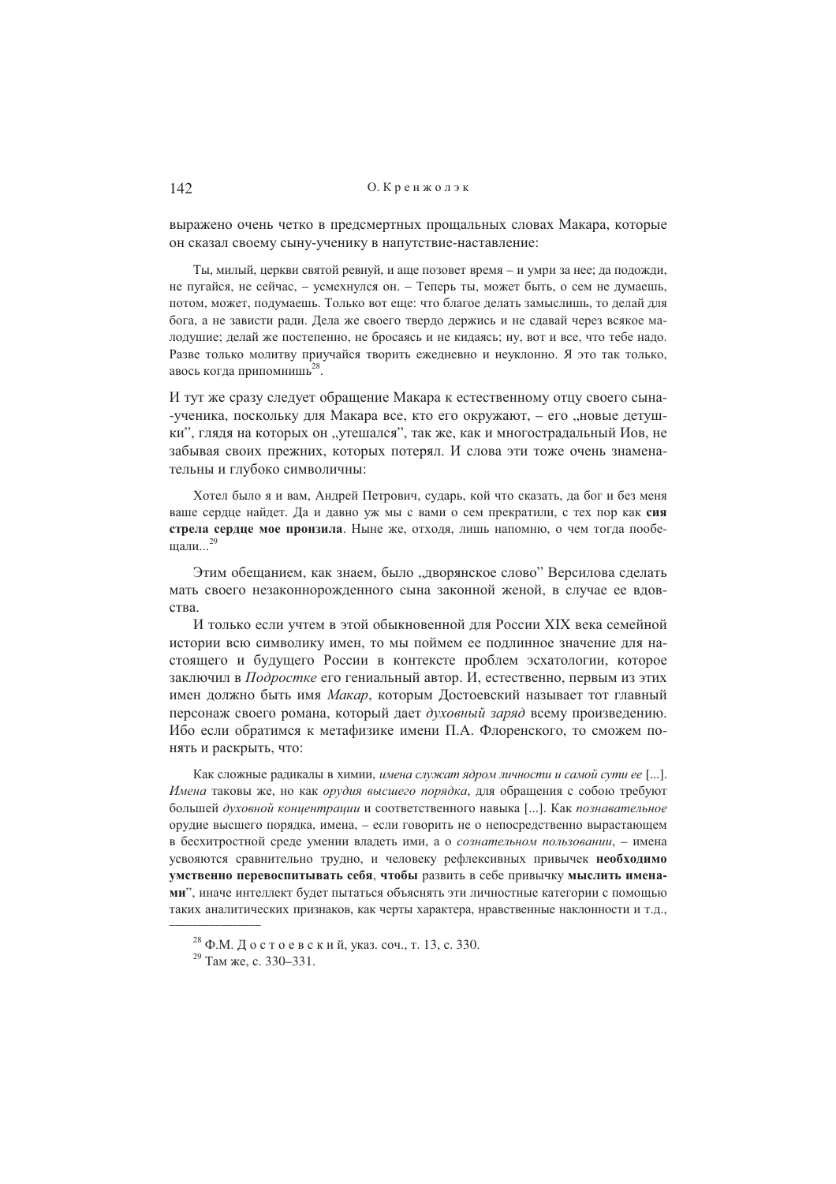выражено очень четко в предсмертных прощальных словах Макара, которые он сказал своему сыну-ученику в напутствие-наставление:

> Ты, милый, церкви святой ревнуй, и аще позовет время – и умри за нее; да подожди, не пугайся, не сейчас, – усмехнулся он. – Теперь ты, может быть, о сем не думаешь, потом, может, подумаешь. Только вот еще: что благое делать замыслишь, то делай для бога, а не зависти ради. Дела же своего твердо держись и не сдавай через всякое малодушие; делай же постепенно, не бросаясь и не кидаясь; ну, вот и все, что тебе надо. Разве только молитву приучайся творить ежедневно и неуклонно. Я это так только, авось когда припомнишь[28].

И тут же сразу следует обращение Макара к естественному отцу своего сына--ученика, поскольку для Макара все, кто его окружают, – его „новые детушки", глядя на которых он „утешался", так же, как и многострадальный Иов, не забывая своих прежних, которых потерял. И слова эти тоже очень знаменательны и глубоко символичны:

> Хотел было я и вам, Андрей Петрович, сударь, кой что сказать, да бог и без меня ваше сердце найдет. Да и давно уж мы с вами о сем прекратили, с тех пор как **сия стрела сердце мое пронзила**. Ныне же, отходя, лишь напомню, о чем тогда пообещали...[29]

Этим обещанием, как знаем, было „дворянское слово" Версилова сделать мать своего незаконнорожденного сына законной женой, в случае ее вдовства.

И только если учтем в этой обыкновенной для России XIX века семейной истории всю символику имен, то мы поймем ее подлинное значение для настоящего и будущего России в контексте проблем эсхатологии, которое заключил в *Подростке* его гениальный автор. И, естественно, первым из этих имен должно быть имя *Макар*, которым Достоевский называет тот главный персонаж своего романа, который дает *духовный заряд* всему произведению. Ибо если обратимся к метафизике имени П.А. Флоренского, то сможем понять и раскрыть, что:

> Как сложные радикалы в химии, *имена служат ядром личности и самой сути ее* [...]. *Имена* таковы же, но как *орудия высшего порядка*, для обращения с собою требуют большей *духовной концентрации* и соответственного навыка [...]. Как *познавательное* орудие высшего порядка, имена, – если говорить не о непосредственно вырастающем в бесхитростной среде умении владеть ими, а о *сознательном пользовании*, – имена усвояются сравнительно трудно, и человеку рефлексивных привычек **необходимо умственно перевоспитывать себя**, **чтобы** развить в себе привычку **мыслить именами**", иначе интеллект будет пытаться объяснять эти личностные категории с помощью таких аналитических признаков, как черты характера, нравственные наклонности и т.д.,

---

[28] Ф.М. Достоевский, указ. соч., т. 13, с. 330.

[29] Там же, с. 330–331.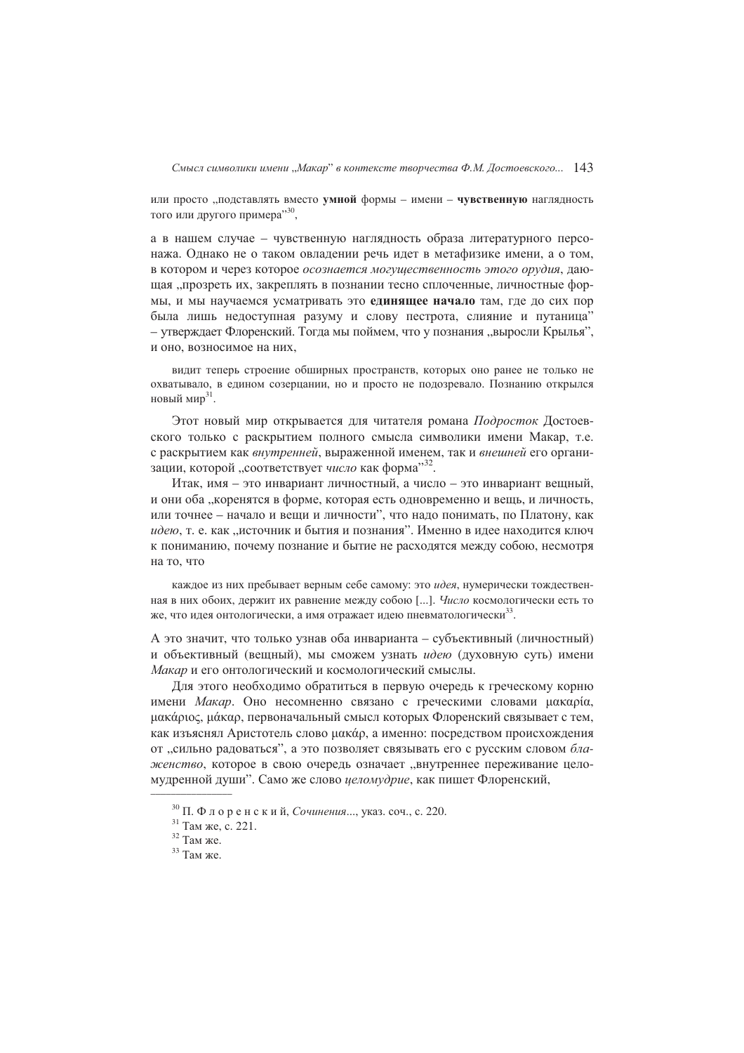или просто „подставлять вместо **умной** формы – имени – **чувственную** наглядность того или другого примера”[30],

а в нашем случае – чувственную наглядность образа литературного персонажа. Однако не о таком овладении речь идет в метафизике имени, а о том, в котором и через которое *осознается могущественность этого орудия*, дающая „прозреть их, закреплять в познании тесно сплоченные, личностные формы, и мы научаемся усматривать это **единящее начало** там, где до сих пор была лишь недоступная разуму и слову пестрота, слияние и путаница” – утверждает Флоренский. Тогда мы поймем, что у познания „выросли Крылья”, и оно, возносимое на них,

> видит теперь строение обширных пространств, которых оно ранее не только не охватывало, в едином созерцании, но и просто не подозревало. Познанию открылся новый мир[31].

Этот новый мир открывается для читателя романа *Подросток* Достоевского только с раскрытием полного смысла символики имени Макар, т.е. с раскрытием как *внутренней*, выраженной именем, так и *внешней* его организации, которой „соответствует *число* как форма”[32].

Итак, имя – это инвариант личностный, а число – это инвариант вещный, и они оба „коренятся в форме, которая есть одновременно и вещь, и личность, или точнее – начало и вещи и личности”, что надо понимать, по Платону, как *идею*, т. е. как „источник и бытия и познания”. Именно в идее находится ключ к пониманию, почему познание и бытие не расходятся между собою, несмотря на то, что

> каждое из них пребывает верным себе самому: это *идея*, нумерически тождественная в них обоих, держит их равнение между собою [...]. *Число* космологически есть то же, что идея онтологически, а имя отражает идею пневматологически[33].

А это значит, что только узнав оба инварианта – субъективный (личностный) и объективный (вещный), мы сможем узнать *идею* (духовную суть) имени *Макар* и его онтологический и космологический смыслы.

Для этого необходимо обратиться в первую очередь к греческому корню имени *Макар*. Оно несомненно связано с греческими словами μακαρία, μακάριος, μάκαρ, первоначальный смысл которых Флоренский связывает с тем, как изъяснял Аристотель слово μακάρ, а именно: посредством происхождения от „сильно радоваться”, а это позволяет связывать его с русским словом *блаженство*, которое в свою очередь означает „внутреннее переживание целомудренной души”. Само же слово *целомудрие*, как пишет Флоренский,

---

[30] П. Ф л о р е н с к и й, *Сочинения*..., указ. соч., с. 220.

[31] Там же, с. 221.

[32] Там же.

[33] Там же.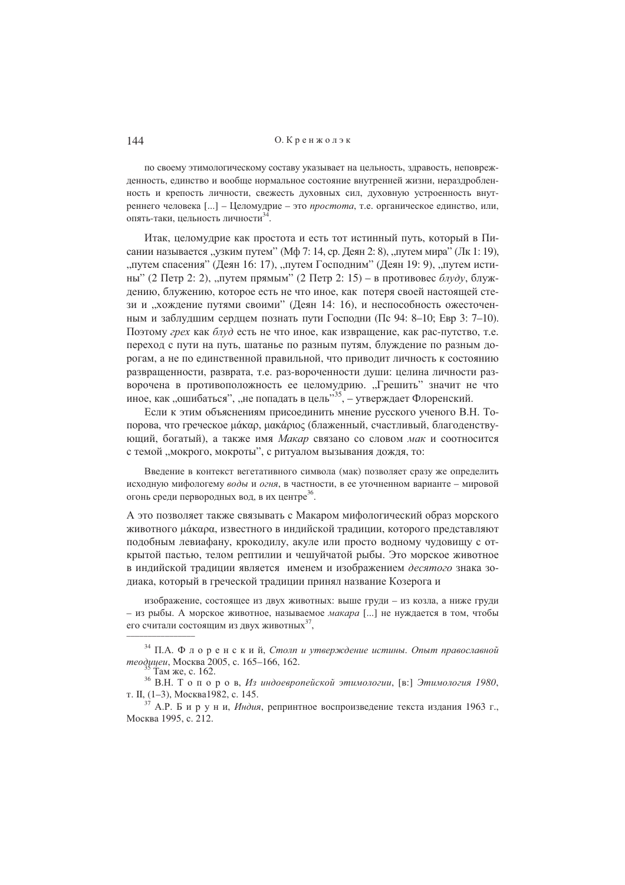по своему этимологическому составу указывает на цельность, здравость, неповрежденность, единство и вообще нормальное состояние внутренней жизни, нераздробленность и крепость личности, свежесть духовных сил, духовную устроенность внутреннего человека [...] – Целомудрие – это *простота*, т.е. органическое единство, или, опять-таки, цельность личности[34].

Итак, целомудрие как простота и есть тот истинный путь, который в Писании называется „узким путем" (Мф 7: 14, ср. Деян 2: 8), „путем мира" (Лк 1: 19), „путем спасения" (Деян 16: 17), „путем Господним" (Деян 19: 9), „путем истины" (2 Петр 2: 2), „путем прямым" (2 Петр 2: 15) – в противовес *блуду*, блуждению, блужению, которое есть не что иное, как потеря своей настоящей стези и „хождение путями своими" (Деян 14: 16), и неспособность ожесточенным и заблудшим сердцем познать пути Господни (Пс 94: 8–10; Евр 3: 7–10). Поэтому *грех* как *блуд* есть не что иное, как извращение, как рас-путство, т.е. переход с пути на путь, шатанье по разным путям, блуждение по разным дорогам, а не по единственной правильной, что приводит личность к состоянию развращенности, разврата, т.е. раз-вороченности души: целина личности разворочена в противоположность ее целомудрию. „Грешить" значит не что иное, как „ошибаться", „не попадать в цель"[35], – утверждает Флоренский.

Если к этим объяснениям присоединить мнение русского ученого В.Н. Топорова, что греческое μάκαρ, μακάριος (блаженный, счастливый, благоденствующий, богатый), а также имя *Макар* связано со словом *мак* и соотносится с темой „мокрого, мокроты", с ритуалом вызывания дождя, то:

> Введение в контекст вегетативного символа (мак) позволяет сразу же определить исходную мифологему *воды* и *огня*, в частности, в ее уточненном варианте – мировой огонь среди первородных вод, в их центре[36].

А это позволяет также связывать с Макаром мифологический образ морского животного μάκαρα, известного в индийской традиции, которого представляют подобным левиафану, крокодилу, акуле или просто водному чудовищу с открытой пастью, телом рептилии и чешуйчатой рыбы. Это морское животное в индийской традиции является именем и изображением *десятого* знака зодиака, который в греческой традиции принял название Козерога и

> изображение, состоящее из двух животных: выше груди – из козла, а ниже груди – из рыбы. А морское животное, называемое *макара* [...] не нуждается в том, чтобы его считали состоящим из двух животных[37],

---

[34] П.А. Ф л о р е н с к и й, *Столп и утверждение истины. Опыт православной теодицеи*, Москва 2005, с. 165–166, 162.

[35] Там же, с. 162.

[36] В.Н. Т о п о р о в, *Из индоевропейской этимологии*, [в:] *Этимология 1980*, т. II, (1–3), Москва1982, с. 145.

[37] А.Р. Б и р у н и, *Индия*, репринтное воспроизведение текста издания 1963 г., Москва 1995, с. 212.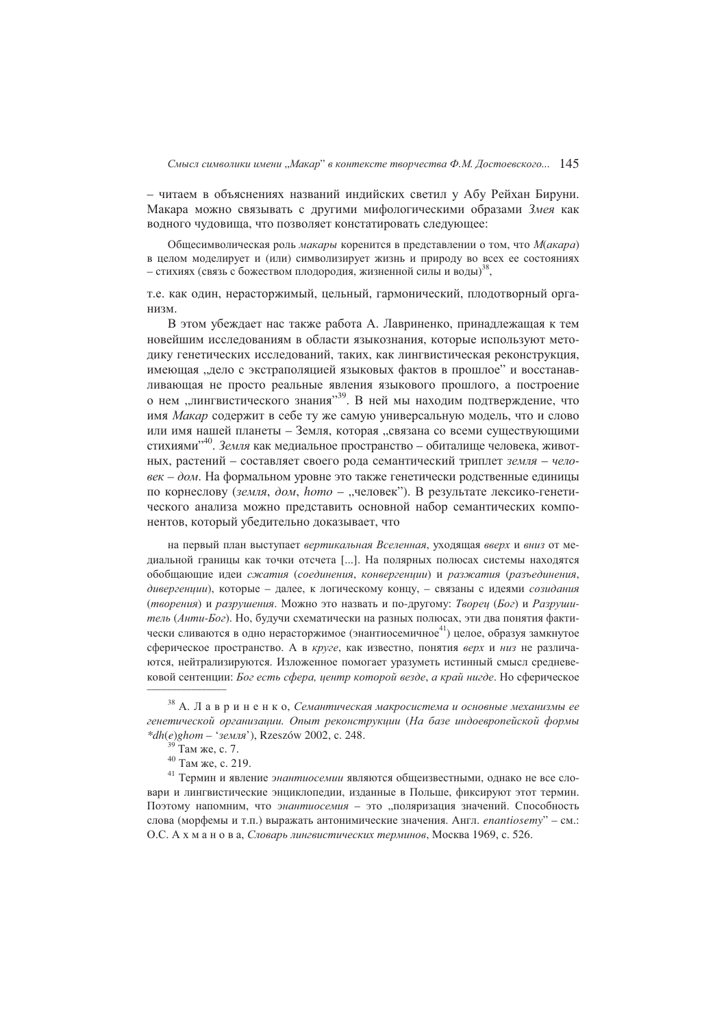– читаем в объяснениях названий индийских светил у Абу Рейхан Бируни. Макара можно связывать с другими мифологическими образами *Змея* как водного чудовища, что позволяет констатировать следующее:

> Общесимволическая роль *макары* коренится в представлении о том, что *М*(*акара*) в целом моделирует и (или) символизирует жизнь и природу во всех ее состояниях – стихиях (связь с божеством плодородия, жизненной силы и воды)[38],

т.е. как один, нерасторжимый, цельный, гармонический, плодотворный организм.

В этом убеждает нас также работа А. Лавриненко, принадлежащая к тем новейшим исследованиям в области языкознания, которые используют методику генетических исследований, таких, как лингвистическая реконструкция, имеющая „дело с экстраполяцией языковых фактов в прошлое" и восстанавливающая не просто реальные явления языкового прошлого, а построение о нем „лингвистического знания"[39]. В ней мы находим подтверждение, что имя *Макар* содержит в себе ту же самую универсальную модель, что и слово или имя нашей планеты – Земля, которая „связана со всеми существующими стихиями"[40]. *Земля* как медиальное пространство – обиталище человека, животных, растений – составляет своего рода семантический триплет *земля – человек – дом*. На формальном уровне это также генетически родственные единицы по корнеслову (*земля*, *дом*, *homo* – „человек"). В результате лексико-генетического анализа можно представить основной набор семантических компонентов, который убедительно доказывает, что

> на первый план выступает *вертикальная Вселенная*, уходящая *вверх* и *вниз* от медиальной границы как точки отсчета [...]. На полярных полюсах системы находятся обобщающие идеи *сжатия* (*соединения*, *конвергенции*) и *разжатия* (*разъединения*, *дивергенции*), которые – далее, к логическому концу, – связаны с идеями *созидания* (*творения*) и *разрушения*. Можно это назвать и по-другому: *Творец* (*Бог*) и *Разрушитель* (*Анти-Бог*). Но, будучи схематически на разных полюсах, эти два понятия фактически сливаются в одно нерасторжимое (энантиосемичное[41]) целое, образуя замкнутое сферическое пространство. А в *круге*, как известно, понятия *верх* и *низ* не различаются, нейтрализируются. Изложенное помогает уразуметь истинный смысл средневековой сентенции: *Бог есть сфера, центр которой везде, а край нигде*. Но сферическое

---

[38] А. Л а в р и н е н к о, *Семантическая макросистема и основные механизмы ее генетической организации. Опыт реконструкции* (*На базе индоевропейской формы \*dh*(*e*)*ghom* – '*земля*'), Rzeszów 2002, с. 248.

[39] Там же, с. 7.

[40] Там же, с. 219.

[41] Термин и явление *энантиосемии* являются общеизвестными, однако не все словари и лингвистические энциклопедии, изданные в Польше, фиксируют этот термин. Поэтому напомним, что *энантиосемия* – это „поляризация значений. Способность слова (морфемы и т.п.) выражать антонимические значения. Англ. *enantiosemy*" – см.: О.С. А х м а н о в а, *Словарь лингвистических терминов*, Москва 1969, с. 526.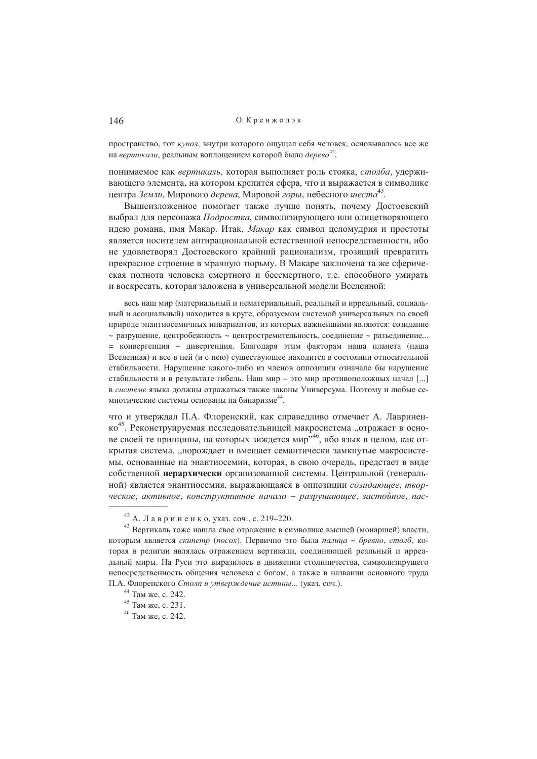пространство, тот *купол*, внутри которого ощущал себя человек, основывалось все же на *вертикали*, реальным воплощением которой было *дерево*[42],

понимаемое как *вертикаль*, которая выполняет роль стояка, *столба*, удерживающего элемента, на котором крепится сфера, что и выражается в символике центра *Земли*, Мирового *дерева*, Мировой *горы*, небесного *шеста*[43].

Вышеизложенное помогает также лучше понять, почему Достоевский выбрал для персонажа *Подростка*, символизирующего или олицетворяющего идею романа, имя Макар. Итак, *Макар* как символ целомудрия и простоты является носителем антирациональной естественной непосредственности, ибо не удовлетворял Достоевского крайний рационализм, грозящий превратить прекрасное строение в мрачную тюрьму. В Макаре заключена та же сферическая полнота человека смертного и бессмертного, т.е. способного умирать и воскресать, которая заложена в универсальной модели Вселенной:

> весь наш мир (материальный и нематериальный, реальный и ирреальный, социальный и асоциальный) находится в круге, образуемом системой универсальных по своей природе энантиосемичных инвариантов, из которых важнейшими являются: созидание ~ разрушение, центробежность ~ центростремительность, соединение ~ разъединение... = конвергенция ~ дивергенция. Благодаря этим факторам наша планета (наша Вселенная) и все в ней (и с нею) существующее находится в состоянии относительной стабильности. Нарушение какого-либо из членов оппозиции означало бы нарушение стабильности и в результате гибель. Наш мир – это мир противоположных начал [...] в *системе* языка должны отражаться также законы Универсума. Поэтому и любые семиотические системы основаны на бинаризме[44],

что и утверждал П.А. Флоренский, как справедливо отмечает А. Лавриненко[45]. Реконструируемая исследовательницей макросистема „отражает в основе своей те принципы, на которых зиждется мир"[46], ибо язык в целом, как открытая система, „порождает и вмещает семантически замкнутые макросистемы, основанные на энантиосемии, которая, в свою очередь, предстает в виде собственной **иерархически** организованной системы. Центральной (генеральной) является энантиосемия, выражающаяся в оппозиции *созидающее*, *творческое*, *активное*, *конструктивное начало* ~ *разрушающее*, *застойное*, *пас-*

---

[42] А. Л а в р и н е н к о, указ. соч., с. 219–220.

[43] Вертикаль тоже нашла свое отражение в символике высшей (монаршей) власти, которым является *скипетр* (*посох*). Первично это была *палица* ~ *бревно*, *столб*, которая в религии являлась отражением вертикали, соединяющей реальный и ирреальный миры. На Руси это выразилось в движении столпничества, символизирущего непосредственность общения человека с богом, а также в названии основного труда П.А. Флоренского *Столп и утверждение истины*... (указ. соч.).

[44] Там же, с. 242.

[45] Там же, с. 231.

[46] Там же, с. 242.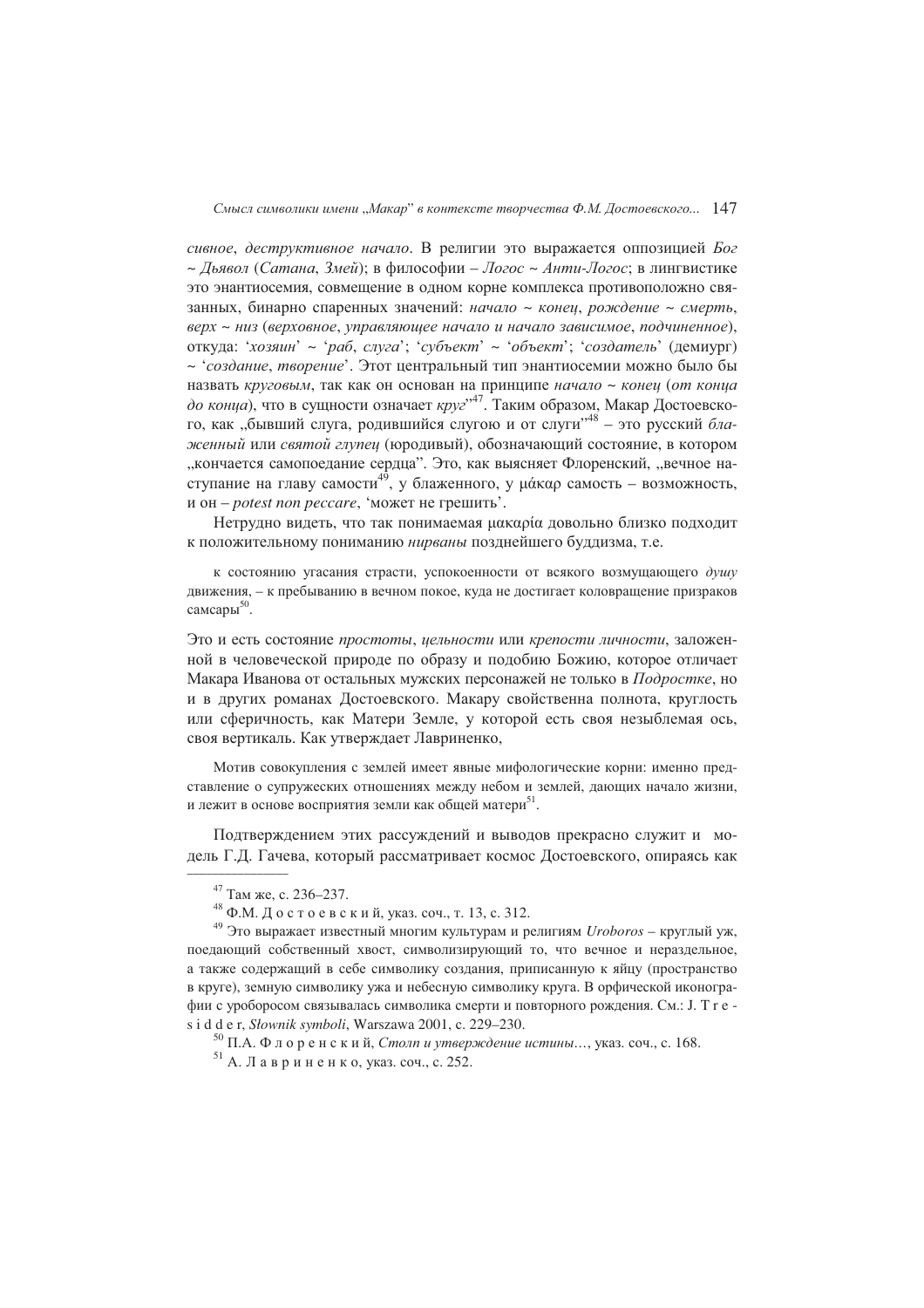*сивное*, *деструктивное начало*. В религии это выражается оппозицией *Бог ~ Дьявол* (*Сатана*, *Змей*); в философии – *Логос ~ Анти-Логос*; в лингвистике это энантиосемия, совмещение в одном корне комплекса противоположно связанных, бинарно спаренных значений: *начало ~ конец*, *рождение ~ смерть*, *верх ~ низ* (*верховное*, *управляющее начало и начало зависимое*, *подчиненное*), откуда: '*хозяин*' ~ '*раб*, *слуга*'; '*субъект*' ~ '*объект*'; '*создатель*' (демиург) ~ '*создание*, *творение*'. Этот центральный тип энантиосемии можно было бы назвать *круговым*, так как он основан на принципе *начало ~ конец* (*от конца до конца*), что в сущности означает *круг*"[47]. Таким образом, Макар Достоевского, как „бывший слуга, родившийся слугою и от слуги"[48] – это русский *блаженный* или *святой глупец* (юродивый), обозначающий состояние, в котором „кончается самопоедание сердца". Это, как выясняет Флоренский, „вечное наступание на главу самости[49], у блаженного, у μάκαρ самость – возможность, и он – *potest non peccare*, 'может не грешить'.

Нетрудно видеть, что так понимаемая μακαρία довольно близко подходит к положительному пониманию *нирваны* позднейшего буддизма, т.е.

> к состоянию угасания страсти, успокоенности от всякого возмущающего *душу* движения, – к пребыванию в вечном покое, куда не достигает коловращение призраков самсары[50].

Это и есть состояние *простоты*, *цельности* или *крепости личности*, заложенной в человеческой природе по образу и подобию Божию, которое отличает Макара Иванова от остальных мужских персонажей не только в *Подростке*, но и в других романах Достоевского. Макару свойственна полнота, круглость или сферичность, как Матери Земле, у которой есть своя незыблемая ось, своя вертикаль. Как утверждает Лавриненко,

> Мотив совокупления с землей имеет явные мифологические корни: именно представление о супружеских отношениях между небом и землей, дающих начало жизни, и лежит в основе восприятия земли как общей матери[51].

Подтверждением этих рассуждений и выводов прекрасно служит и модель Г.Д. Гачева, который рассматривает космос Достоевского, опираясь как

---

[47] Там же, с. 236–237.

[48] Ф.М. Достоевский, указ. соч., т. 13, с. 312.

[49] Это выражает известный многим культурам и религиям *Uroboros* – круглый уж, поедающий собственный хвост, символизирующий то, что вечное и нераздельное, а также содержащий в себе символику создания, приписанную к яйцу (пространство в круге), земную символику ужа и небесную символику круга. В орфической иконографии с уроборосом связывалась символика смерти и повторного рождения. См.: J. Tresidder, *Słownik symboli*, Warszawa 2001, с. 229–230.

[50] П.А. Флоренский, *Столп и утверждение истины...*, указ. соч., с. 168.

[51] А. Лавриненко, указ. соч., с. 252.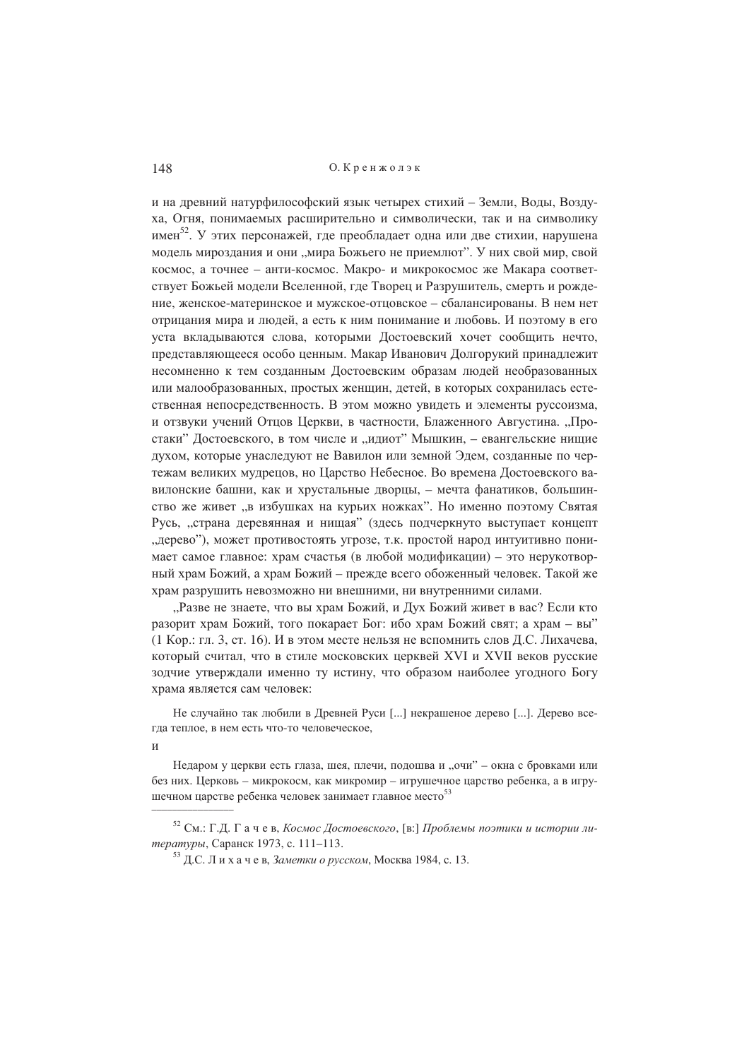и на древний натурфилософский язык четырех стихий – Земли, Воды, Воздуха, Огня, понимаемых расширительно и символически, так и на символику имен[52]. У этих персонажей, где преобладает одна или две стихии, нарушена модель мироздания и они „мира Божьего не приемлют". У них свой мир, свой космос, а точнее – анти-космос. Макро- и микрокосмос же Макара соответствует Божьей модели Вселенной, где Творец и Разрушитель, смерть и рождение, женское-материнское и мужское-отцовское – сбалансированы. В нем нет отрицания мира и людей, а есть к ним понимание и любовь. И поэтому в его уста вкладываются слова, которыми Достоевский хочет сообщить нечто, представляющееся особо ценным. Макар Иванович Долгорукий принадлежит несомненно к тем созданным Достоевским образам людей необразованных или малообразованных, простых женщин, детей, в которых сохранилась естественная непосредственность. В этом можно увидеть и элементы руссоизма, и отзвуки учений Отцов Церкви, в частности, Блаженного Августина. „Простаки" Достоевского, в том числе и „идиот" Мышкин, – евангельские нищие духом, которые унаследуют не Вавилон или земной Эдем, созданные по чертежам великих мудрецов, но Царство Небесное. Во времена Достоевского вавилонские башни, как и хрустальные дворцы, – мечта фанатиков, большинство же живет „в избушках на курьих ножках". Но именно поэтому Святая Русь, „страна деревянная и нищая" (здесь подчеркнуто выступает концепт „дерево"), может противостоять угрозе, т.к. простой народ интуитивно понимает самое главное: храм счастья (в любой модификации) – это нерукотворный храм Божий, а храм Божий – прежде всего обоженный человек. Такой же храм разрушить невозможно ни внешними, ни внутренними силами.

„Разве не знаете, что вы храм Божий, и Дух Божий живет в вас? Если кто разорит храм Божий, того покарает Бог: ибо храм Божий свят; а храм – вы" (1 Кор.: гл. 3, ст. 16). И в этом месте нельзя не вспомнить слов Д.С. Лихачева, который считал, что в стиле московских церквей XVI и XVII веков русские зодчие утверждали именно ту истину, что образом наиболее угодного Богу храма является сам человек:

> Не случайно так любили в Древней Руси [...] некрашеное дерево [...]. Дерево всегда теплое, в нем есть что-то человеческое,

и

> Недаром у церкви есть глаза, шея, плечи, подошва и „очи" – окна с бровками или без них. Церковь – микрокосм, как микромир – игрушечное царство ребенка, а в игрушечном царстве ребенка человек занимает главное место[53]

---

[52] См.: Г.Д. Г а ч е в, *Космос Достоевского*, [в:] *Проблемы поэтики и истории литературы*, Саранск 1973, с. 111–113.

[53] Д.С. Л и х а ч е в, *Заметки о русском*, Москва 1984, с. 13.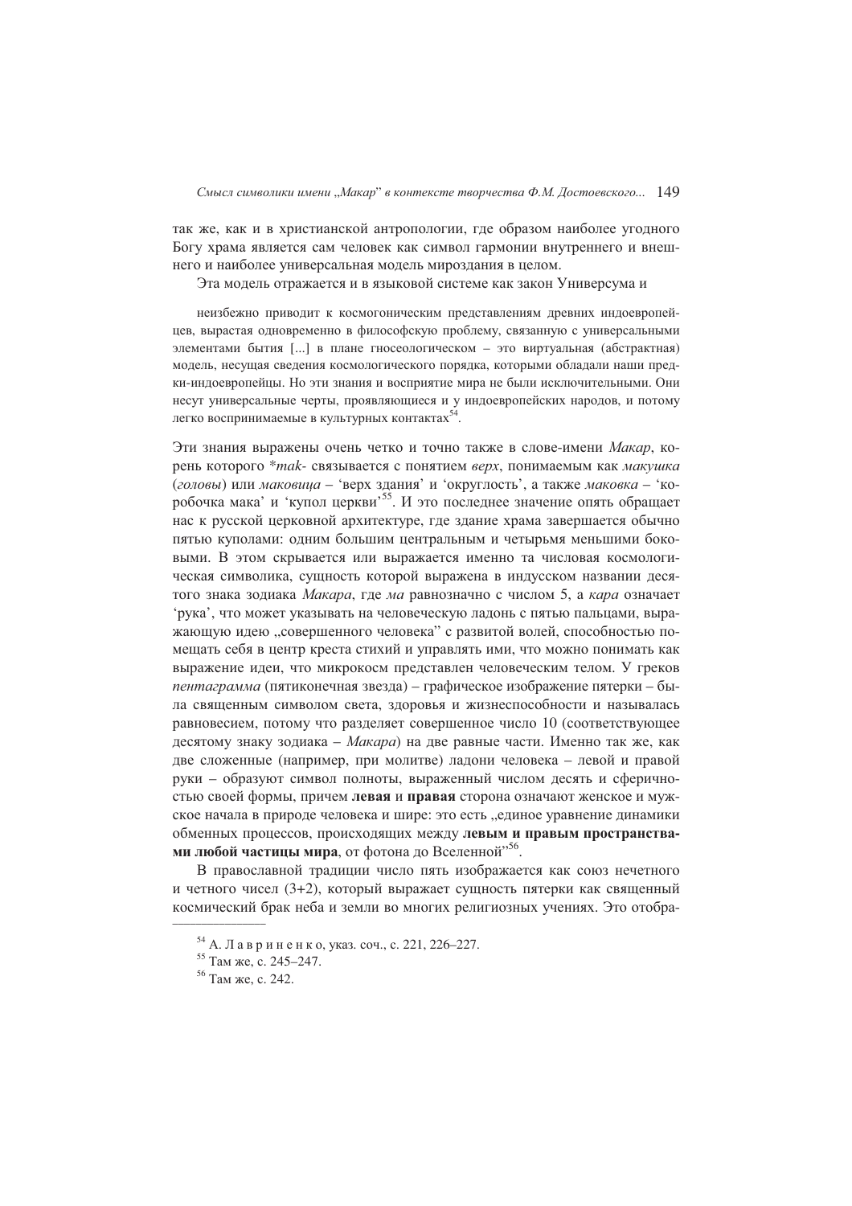так же, как и в христианской антропологии, где образом наиболее угодного Богу храма является сам человек как символ гармонии внутреннего и внешнего и наиболее универсальная модель мироздания в целом.

Эта модель отражается и в языковой системе как закон Универсума и

> неизбежно приводит к космогоническим представлениям древних индоевропейцев, вырастая одновременно в философскую проблему, связанную с универсальными элементами бытия [...] в плане гносеологическом – это виртуальная (абстрактная) модель, несущая сведения космологического порядка, которыми обладали наши предки-индоевропейцы. Но эти знания и восприятие мира не были исключительными. Они несут универсальные черты, проявляющиеся и у индоевропейских народов, и потому легко воспринимаемые в культурных контактах[54].

Эти знания выражены очень четко и точно также в слове-имени *Макар*, корень которого **mak-* связывается с понятием *верх*, понимаемым как *макушка* (*головы*) или *маковица* – 'верх здания' и 'округлость', а также *маковка* – 'коробочка мака' и 'купол церкви'[55]. И это последнее значение опять обращает нас к русской церковной архитектуре, где здание храма завершается обычно пятью куполами: одним большим центральным и четырьмя меньшими боковыми. В этом скрывается или выражается именно та числовая космологическая символика, сущность которой выражена в индусском названии десятого знака зодиака *Макара*, где *ма* равнозначно с числом 5, а *кара* означает 'рука', что может указывать на человеческую ладонь с пятью пальцами, выражающую идею „совершенного человека" с развитой волей, способностью помещать себя в центр креста стихий и управлять ими, что можно понимать как выражение идеи, что микрокосм представлен человеческим телом. У греков *пентаграмма* (пятиконечная звезда) – графическое изображение пятерки – была священным символом света, здоровья и жизнеспособности и называлась равновесием, потому что разделяет совершенное число 10 (соответствующее десятому знаку зодиака – *Макара*) на две равные части. Именно так же, как две сложенные (например, при молитве) ладони человека – левой и правой руки – образуют символ полноты, выраженный числом десять и сферичностью своей формы, причем **левая** и **правая** сторона означают женское и мужское начала в природе человека и шире: это есть „единое уравнение динамики обменных процессов, происходящих между **левым и правым пространствами любой частицы мира**, от фотона до Вселенной"[56].

В православной традиции число пять изображается как союз нечетного и четного чисел (3+2), который выражает сущность пятерки как священный космический брак неба и земли во многих религиозных учениях. Это отобра-

---

[54] А. Л а в р и н е н к о, указ. соч., с. 221, 226–227.

[55] Там же, с. 245–247.

[56] Там же, с. 242.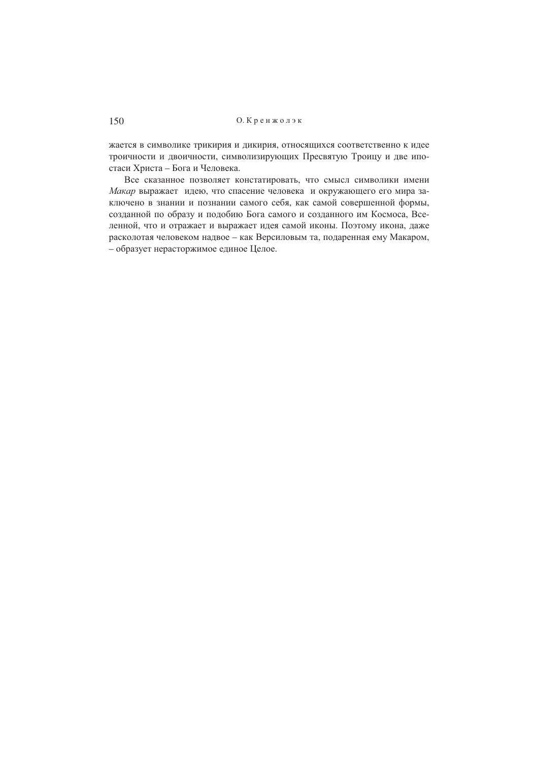жается в символике трикирия и дикирия, относящихся соответственно к идее троичности и двоичности, символизирующих Пресвятую Троицу и две ипостаси Христа – Бога и Человека.

Все сказанное позволяет констатировать, что смысл символики имени *Макар* выражает идею, что спасение человека и окружающего его мира заключено в знании и познании самого себя, как самой совершенной формы, созданной по образу и подобию Бога самого и созданного им Космоса, Вселенной, что и отражает и выражает идея самой иконы. Поэтому икона, даже расколотая человеком надвое – как Версиловым та, подаренная ему Макаром, – образует нерасторжимое единое Целое.